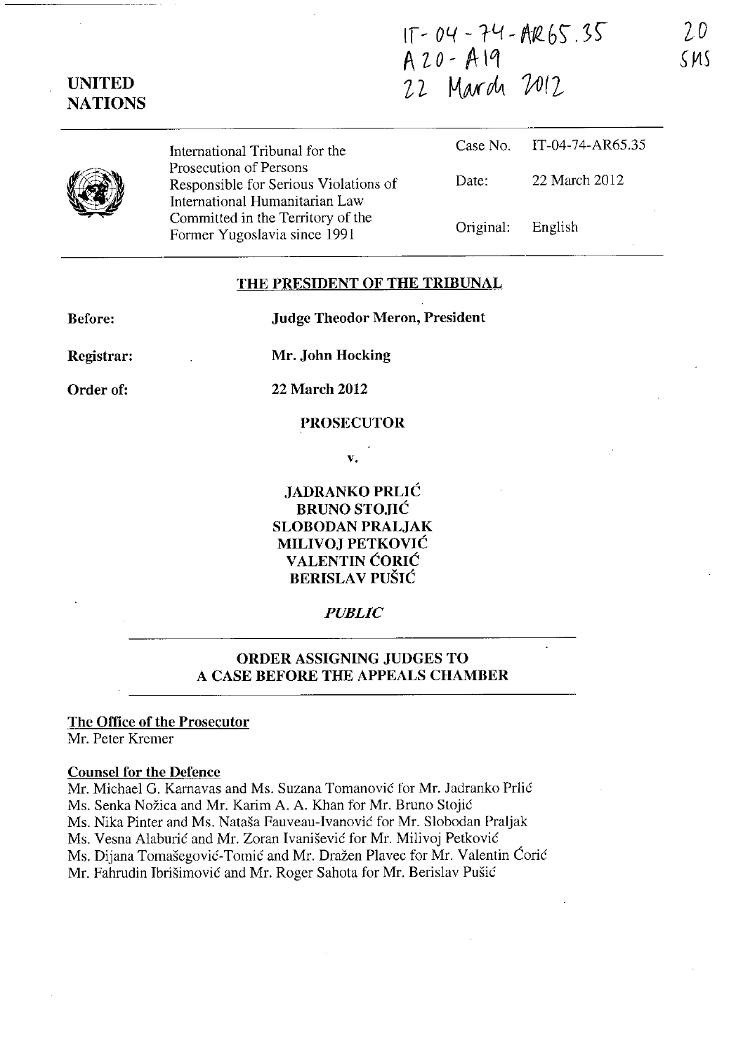IT-04-74-AR65.35
A 20 - A 19
22 March 2012

20
SMS

UNITED NATIONS

International Tribunal for the Prosecution of Persons Responsible for Serious Violations of International Humanitarian Law Committed in the Territory of the Former Yugoslavia since 1991

| | |
|---|---|
| Case No. | IT-04-74-AR65.35 |
| Date: | 22 March 2012 |
| Original: | English |

## THE PRESIDENT OF THE TRIBUNAL

**Before:** **Judge Theodor Meron, President**

**Registrar:** **Mr. John Hocking**

**Order of:** **22 March 2012**

**PROSECUTOR**

**v.**

**JADRANKO PRLIĆ**
**BRUNO STOJIĆ**
**SLOBODAN PRALJAK**
**MILIVOJ PETKOVIĆ**
**VALENTIN ĆORIĆ**
**BERISLAV PUŠIĆ**

*PUBLIC*

## ORDER ASSIGNING JUDGES TO A CASE BEFORE THE APPEALS CHAMBER

**The Office of the Prosecutor**
Mr. Peter Kremer

**Counsel for the Defence**
Mr. Michael G. Karnavas and Ms. Suzana Tomanović for Mr. Jadranko Prlić
Ms. Senka Nožica and Mr. Karim A. A. Khan for Mr. Bruno Stojić
Ms. Nika Pinter and Ms. Nataša Fauveau-Ivanović for Mr. Slobodan Praljak
Ms. Vesna Alaburić and Mr. Zoran Ivanišević for Mr. Milivoj Petković
Ms. Dijana Tomašegović-Tomić and Mr. Dražen Plavec for Mr. Valentin Ćorić
Mr. Fahrudin Ibrišimović and Mr. Roger Sahota for Mr. Berislav Pušić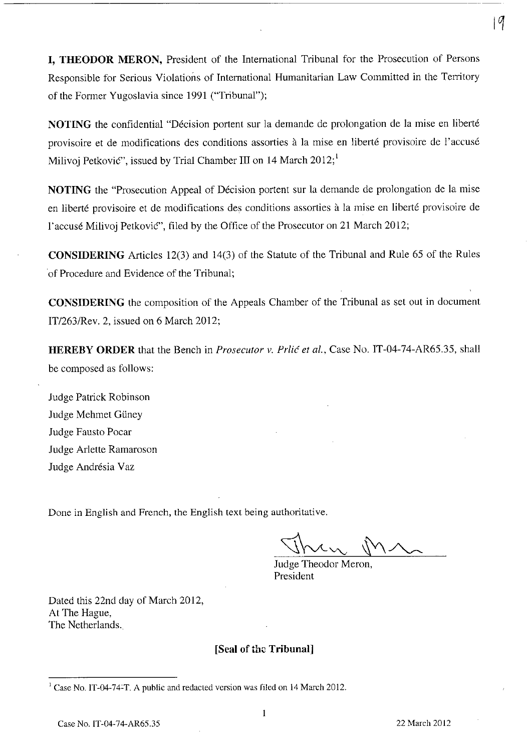**I, THEODOR MERON,** President of the International Tribunal for the Prosecution of Persons Responsible for Serious Violations of International Humanitarian Law Committed in the Territory of the Former Yugoslavia since 1991 ("Tribunal");

**NOTING** the confidential "Décision portent sur la demande de prolongation de la mise en liberté provisoire et de modifications des conditions assorties à la mise en liberté provisoire de l'accusé Milivoj Petković", issued by Trial Chamber III on 14 March 2012;[1]

**NOTING** the "Prosecution Appeal of Décision portent sur la demande de prolongation de la mise en liberté provisoire et de modifications des conditions assorties à la mise en liberté provisoire de l'accusé Milivoj Petković", filed by the Office of the Prosecutor on 21 March 2012;

**CONSIDERING** Articles 12(3) and 14(3) of the Statute of the Tribunal and Rule 65 of the Rules of Procedure and Evidence of the Tribunal;

**CONSIDERING** the composition of the Appeals Chamber of the Tribunal as set out in document IT/263/Rev. 2, issued on 6 March 2012;

**HEREBY ORDER** that the Bench in *Prosecutor v. Prlić et al.*, Case No. IT-04-74-AR65.35, shall be composed as follows:

Judge Patrick Robinson
Judge Mehmet Güney
Judge Fausto Pocar
Judge Arlette Ramaroson
Judge Andrésia Vaz

Done in English and French, the English text being authoritative.

Judge Theodor Meron,
President

Dated this 22nd day of March 2012,
At The Hague,
The Netherlands.

**[Seal of the Tribunal]**

---

[1] Case No. IT-04-74-T. A public and redacted version was filed on 14 March 2012.